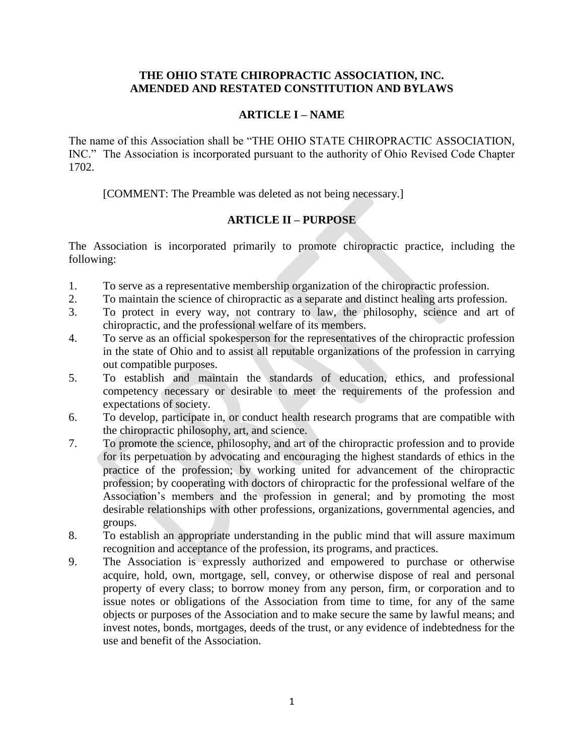# THE OHIO STATE CHIROPRACTIC ASSOCIATION, INC.
# AMENDED AND RESTATED CONSTITUTION AND BYLAWS

## ARTICLE I – NAME

The name of this Association shall be "THE OHIO STATE CHIROPRACTIC ASSOCIATION, INC." The Association is incorporated pursuant to the authority of Ohio Revised Code Chapter 1702.

[COMMENT: The Preamble was deleted as not being necessary.]

## ARTICLE II – PURPOSE

The Association is incorporated primarily to promote chiropractic practice, including the following:

1. To serve as a representative membership organization of the chiropractic profession.
2. To maintain the science of chiropractic as a separate and distinct healing arts profession.
3. To protect in every way, not contrary to law, the philosophy, science and art of chiropractic, and the professional welfare of its members.
4. To serve as an official spokesperson for the representatives of the chiropractic profession in the state of Ohio and to assist all reputable organizations of the profession in carrying out compatible purposes.
5. To establish and maintain the standards of education, ethics, and professional competency necessary or desirable to meet the requirements of the profession and expectations of society.
6. To develop, participate in, or conduct health research programs that are compatible with the chiropractic philosophy, art, and science.
7. To promote the science, philosophy, and art of the chiropractic profession and to provide for its perpetuation by advocating and encouraging the highest standards of ethics in the practice of the profession; by working united for advancement of the chiropractic profession; by cooperating with doctors of chiropractic for the professional welfare of the Association's members and the profession in general; and by promoting the most desirable relationships with other professions, organizations, governmental agencies, and groups.
8. To establish an appropriate understanding in the public mind that will assure maximum recognition and acceptance of the profession, its programs, and practices.
9. The Association is expressly authorized and empowered to purchase or otherwise acquire, hold, own, mortgage, sell, convey, or otherwise dispose of real and personal property of every class; to borrow money from any person, firm, or corporation and to issue notes or obligations of the Association from time to time, for any of the same objects or purposes of the Association and to make secure the same by lawful means; and invest notes, bonds, mortgages, deeds of the trust, or any evidence of indebtedness for the use and benefit of the Association.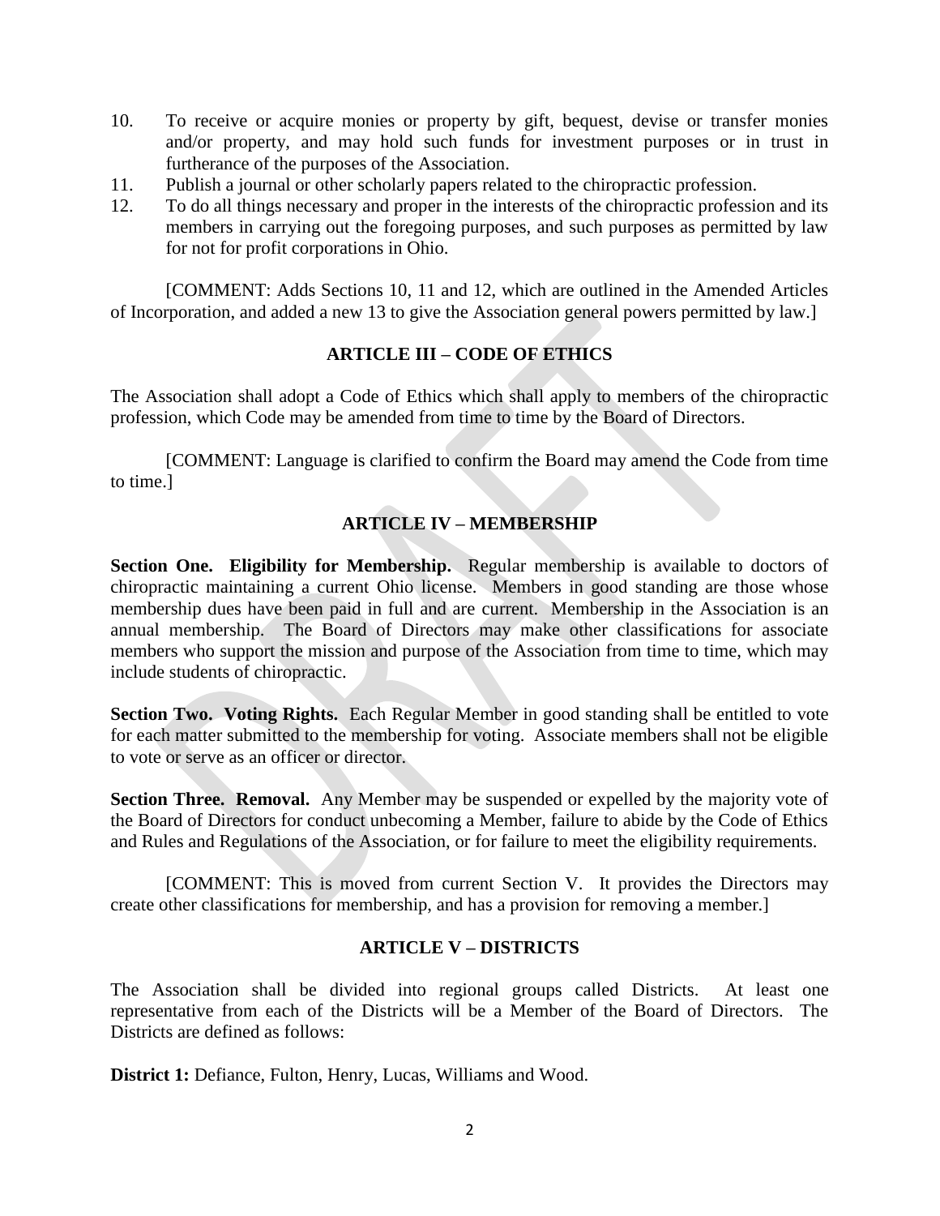10. To receive or acquire monies or property by gift, bequest, devise or transfer monies and/or property, and may hold such funds for investment purposes or in trust in furtherance of the purposes of the Association.
11. Publish a journal or other scholarly papers related to the chiropractic profession.
12. To do all things necessary and proper in the interests of the chiropractic profession and its members in carrying out the foregoing purposes, and such purposes as permitted by law for not for profit corporations in Ohio.

[COMMENT: Adds Sections 10, 11 and 12, which are outlined in the Amended Articles of Incorporation, and added a new 13 to give the Association general powers permitted by law.]

## ARTICLE III – CODE OF ETHICS

The Association shall adopt a Code of Ethics which shall apply to members of the chiropractic profession, which Code may be amended from time to time by the Board of Directors.

[COMMENT: Language is clarified to confirm the Board may amend the Code from time to time.]

## ARTICLE IV – MEMBERSHIP

**Section One. Eligibility for Membership.** Regular membership is available to doctors of chiropractic maintaining a current Ohio license. Members in good standing are those whose membership dues have been paid in full and are current. Membership in the Association is an annual membership. The Board of Directors may make other classifications for associate members who support the mission and purpose of the Association from time to time, which may include students of chiropractic.

**Section Two. Voting Rights.** Each Regular Member in good standing shall be entitled to vote for each matter submitted to the membership for voting. Associate members shall not be eligible to vote or serve as an officer or director.

**Section Three. Removal.** Any Member may be suspended or expelled by the majority vote of the Board of Directors for conduct unbecoming a Member, failure to abide by the Code of Ethics and Rules and Regulations of the Association, or for failure to meet the eligibility requirements.

[COMMENT: This is moved from current Section V. It provides the Directors may create other classifications for membership, and has a provision for removing a member.]

## ARTICLE V – DISTRICTS

The Association shall be divided into regional groups called Districts. At least one representative from each of the Districts will be a Member of the Board of Directors. The Districts are defined as follows:

**District 1:** Defiance, Fulton, Henry, Lucas, Williams and Wood.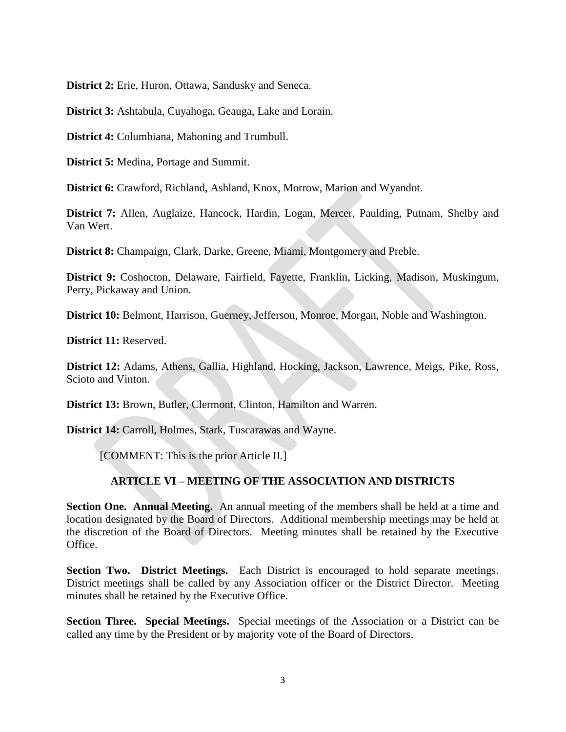**District 2:** Erie, Huron, Ottawa, Sandusky and Seneca.

**District 3:** Ashtabula, Cuyahoga, Geauga, Lake and Lorain.

**District 4:** Columbiana, Mahoning and Trumbull.

**District 5:** Medina, Portage and Summit.

**District 6:** Crawford, Richland, Ashland, Knox, Morrow, Marion and Wyandot.

**District 7:** Allen, Auglaize, Hancock, Hardin, Logan, Mercer, Paulding, Putnam, Shelby and Van Wert.

**District 8:** Champaign, Clark, Darke, Greene, Miami, Montgomery and Preble.

**District 9:** Coshocton, Delaware, Fairfield, Fayette, Franklin, Licking, Madison, Muskingum, Perry, Pickaway and Union.

**District 10:** Belmont, Harrison, Guerney, Jefferson, Monroe, Morgan, Noble and Washington.

**District 11:** Reserved.

**District 12:** Adams, Athens, Gallia, Highland, Hocking, Jackson, Lawrence, Meigs, Pike, Ross, Scioto and Vinton.

**District 13:** Brown, Butler, Clermont, Clinton, Hamilton and Warren.

**District 14:** Carroll, Holmes, Stark, Tuscarawas and Wayne.

[COMMENT: This is the prior Article II.]

## ARTICLE VI – MEETING OF THE ASSOCIATION AND DISTRICTS

**Section One. Annual Meeting.** An annual meeting of the members shall be held at a time and location designated by the Board of Directors. Additional membership meetings may be held at the discretion of the Board of Directors. Meeting minutes shall be retained by the Executive Office.

**Section Two. District Meetings.** Each District is encouraged to hold separate meetings. District meetings shall be called by any Association officer or the District Director. Meeting minutes shall be retained by the Executive Office.

**Section Three. Special Meetings.** Special meetings of the Association or a District can be called any time by the President or by majority vote of the Board of Directors.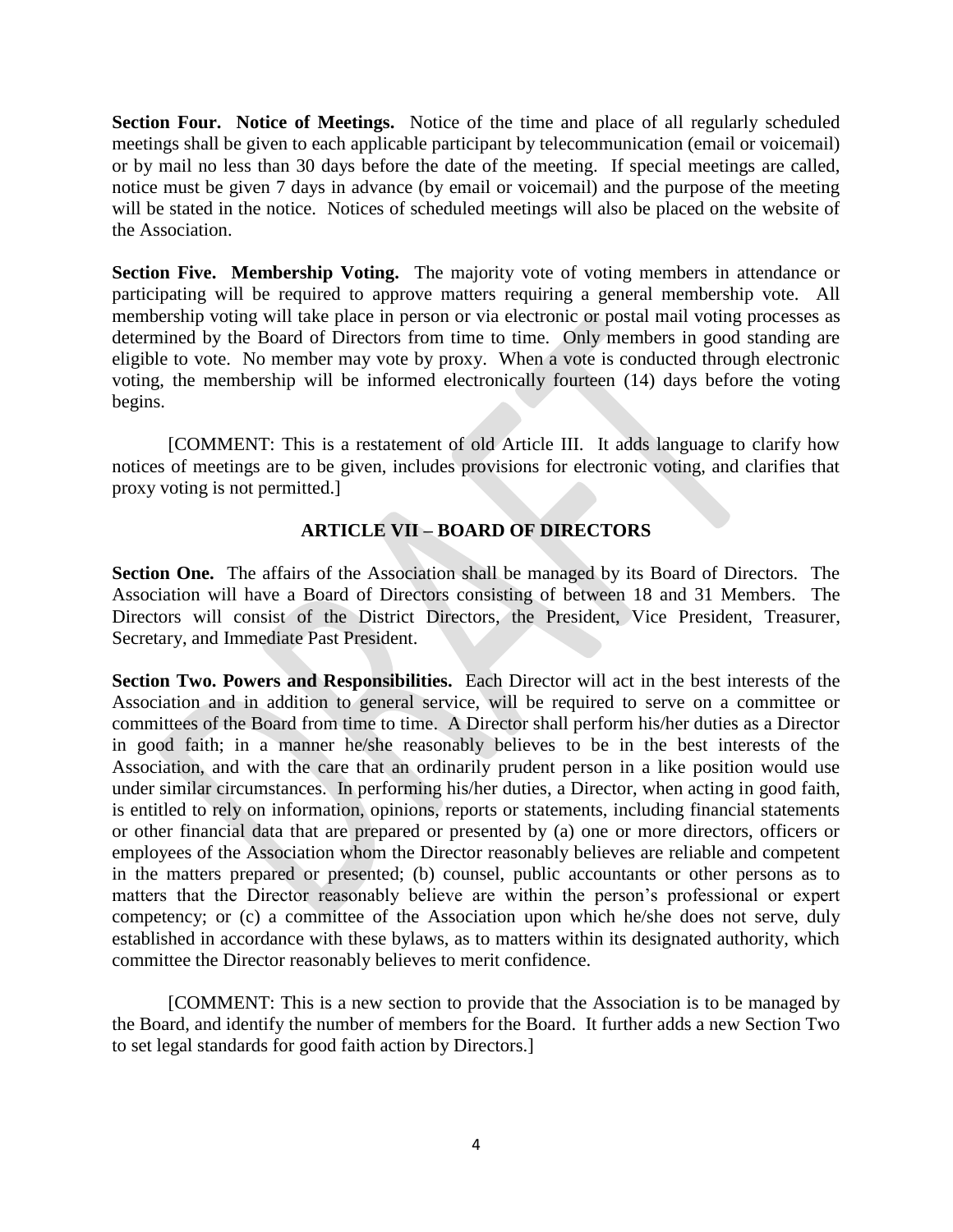**Section Four. Notice of Meetings.** Notice of the time and place of all regularly scheduled meetings shall be given to each applicable participant by telecommunication (email or voicemail) or by mail no less than 30 days before the date of the meeting. If special meetings are called, notice must be given 7 days in advance (by email or voicemail) and the purpose of the meeting will be stated in the notice. Notices of scheduled meetings will also be placed on the website of the Association.

**Section Five. Membership Voting.** The majority vote of voting members in attendance or participating will be required to approve matters requiring a general membership vote. All membership voting will take place in person or via electronic or postal mail voting processes as determined by the Board of Directors from time to time. Only members in good standing are eligible to vote. No member may vote by proxy. When a vote is conducted through electronic voting, the membership will be informed electronically fourteen (14) days before the voting begins.

[COMMENT: This is a restatement of old Article III. It adds language to clarify how notices of meetings are to be given, includes provisions for electronic voting, and clarifies that proxy voting is not permitted.]

## ARTICLE VII – BOARD OF DIRECTORS

**Section One.** The affairs of the Association shall be managed by its Board of Directors. The Association will have a Board of Directors consisting of between 18 and 31 Members. The Directors will consist of the District Directors, the President, Vice President, Treasurer, Secretary, and Immediate Past President.

**Section Two. Powers and Responsibilities.** Each Director will act in the best interests of the Association and in addition to general service, will be required to serve on a committee or committees of the Board from time to time. A Director shall perform his/her duties as a Director in good faith; in a manner he/she reasonably believes to be in the best interests of the Association, and with the care that an ordinarily prudent person in a like position would use under similar circumstances. In performing his/her duties, a Director, when acting in good faith, is entitled to rely on information, opinions, reports or statements, including financial statements or other financial data that are prepared or presented by (a) one or more directors, officers or employees of the Association whom the Director reasonably believes are reliable and competent in the matters prepared or presented; (b) counsel, public accountants or other persons as to matters that the Director reasonably believe are within the person's professional or expert competency; or (c) a committee of the Association upon which he/she does not serve, duly established in accordance with these bylaws, as to matters within its designated authority, which committee the Director reasonably believes to merit confidence.

[COMMENT: This is a new section to provide that the Association is to be managed by the Board, and identify the number of members for the Board. It further adds a new Section Two to set legal standards for good faith action by Directors.]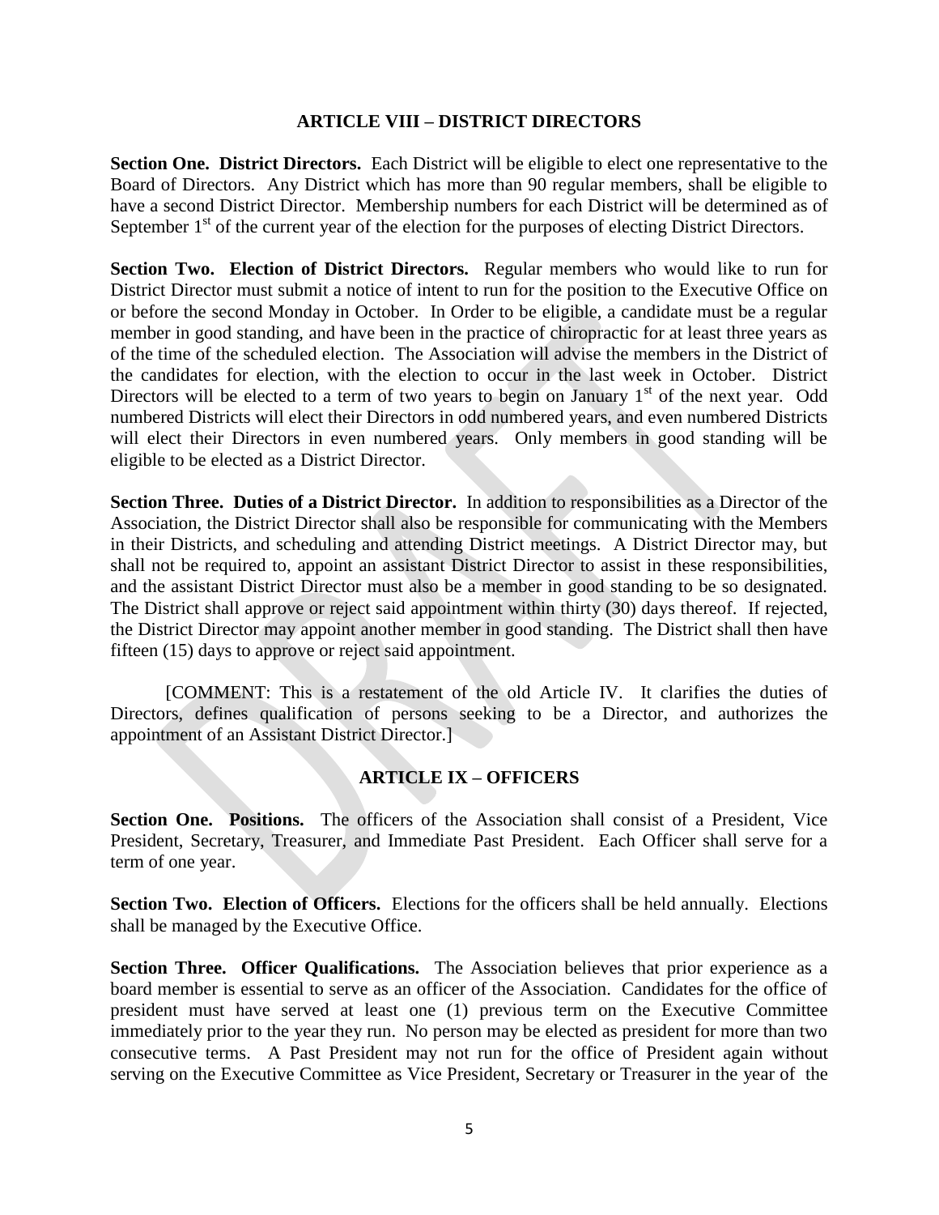## ARTICLE VIII – DISTRICT DIRECTORS

**Section One. District Directors.** Each District will be eligible to elect one representative to the Board of Directors. Any District which has more than 90 regular members, shall be eligible to have a second District Director. Membership numbers for each District will be determined as of September 1st of the current year of the election for the purposes of electing District Directors.

**Section Two. Election of District Directors.** Regular members who would like to run for District Director must submit a notice of intent to run for the position to the Executive Office on or before the second Monday in October. In Order to be eligible, a candidate must be a regular member in good standing, and have been in the practice of chiropractic for at least three years as of the time of the scheduled election. The Association will advise the members in the District of the candidates for election, with the election to occur in the last week in October. District Directors will be elected to a term of two years to begin on January 1st of the next year. Odd numbered Districts will elect their Directors in odd numbered years, and even numbered Districts will elect their Directors in even numbered years. Only members in good standing will be eligible to be elected as a District Director.

**Section Three. Duties of a District Director.** In addition to responsibilities as a Director of the Association, the District Director shall also be responsible for communicating with the Members in their Districts, and scheduling and attending District meetings. A District Director may, but shall not be required to, appoint an assistant District Director to assist in these responsibilities, and the assistant District Director must also be a member in good standing to be so designated. The District shall approve or reject said appointment within thirty (30) days thereof. If rejected, the District Director may appoint another member in good standing. The District shall then have fifteen (15) days to approve or reject said appointment.

[COMMENT: This is a restatement of the old Article IV. It clarifies the duties of Directors, defines qualification of persons seeking to be a Director, and authorizes the appointment of an Assistant District Director.]

## ARTICLE IX – OFFICERS

**Section One. Positions.** The officers of the Association shall consist of a President, Vice President, Secretary, Treasurer, and Immediate Past President. Each Officer shall serve for a term of one year.

**Section Two. Election of Officers.** Elections for the officers shall be held annually. Elections shall be managed by the Executive Office.

**Section Three. Officer Qualifications.** The Association believes that prior experience as a board member is essential to serve as an officer of the Association. Candidates for the office of president must have served at least one (1) previous term on the Executive Committee immediately prior to the year they run. No person may be elected as president for more than two consecutive terms. A Past President may not run for the office of President again without serving on the Executive Committee as Vice President, Secretary or Treasurer in the year of the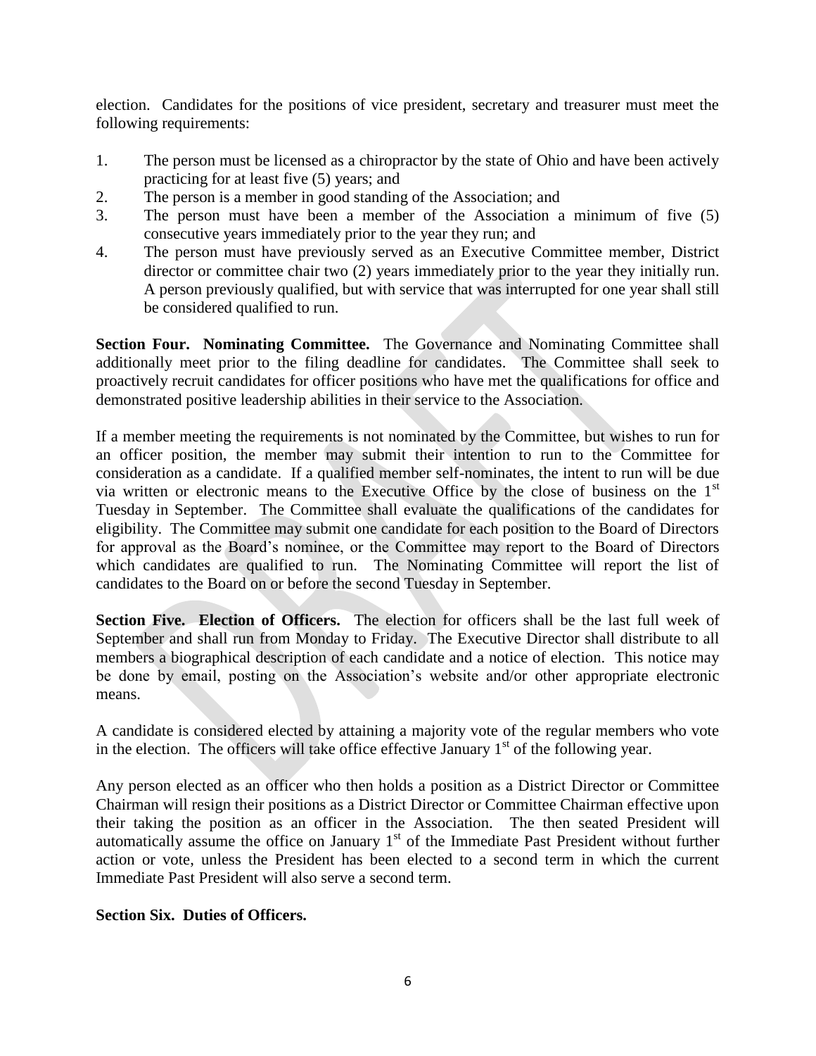election. Candidates for the positions of vice president, secretary and treasurer must meet the following requirements:

1. The person must be licensed as a chiropractor by the state of Ohio and have been actively practicing for at least five (5) years; and
2. The person is a member in good standing of the Association; and
3. The person must have been a member of the Association a minimum of five (5) consecutive years immediately prior to the year they run; and
4. The person must have previously served as an Executive Committee member, District director or committee chair two (2) years immediately prior to the year they initially run. A person previously qualified, but with service that was interrupted for one year shall still be considered qualified to run.

**Section Four. Nominating Committee.** The Governance and Nominating Committee shall additionally meet prior to the filing deadline for candidates. The Committee shall seek to proactively recruit candidates for officer positions who have met the qualifications for office and demonstrated positive leadership abilities in their service to the Association.

If a member meeting the requirements is not nominated by the Committee, but wishes to run for an officer position, the member may submit their intention to run to the Committee for consideration as a candidate. If a qualified member self-nominates, the intent to run will be due via written or electronic means to the Executive Office by the close of business on the 1st Tuesday in September. The Committee shall evaluate the qualifications of the candidates for eligibility. The Committee may submit one candidate for each position to the Board of Directors for approval as the Board's nominee, or the Committee may report to the Board of Directors which candidates are qualified to run. The Nominating Committee will report the list of candidates to the Board on or before the second Tuesday in September.

**Section Five. Election of Officers.** The election for officers shall be the last full week of September and shall run from Monday to Friday. The Executive Director shall distribute to all members a biographical description of each candidate and a notice of election. This notice may be done by email, posting on the Association's website and/or other appropriate electronic means.

A candidate is considered elected by attaining a majority vote of the regular members who vote in the election. The officers will take office effective January 1st of the following year.

Any person elected as an officer who then holds a position as a District Director or Committee Chairman will resign their positions as a District Director or Committee Chairman effective upon their taking the position as an officer in the Association. The then seated President will automatically assume the office on January 1st of the Immediate Past President without further action or vote, unless the President has been elected to a second term in which the current Immediate Past President will also serve a second term.

**Section Six. Duties of Officers.**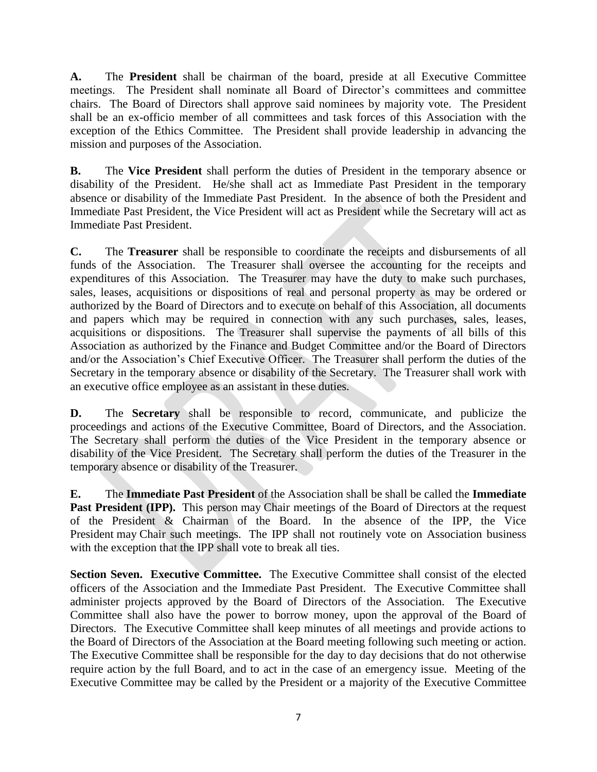**A.** The **President** shall be chairman of the board, preside at all Executive Committee meetings. The President shall nominate all Board of Director's committees and committee chairs. The Board of Directors shall approve said nominees by majority vote. The President shall be an ex-officio member of all committees and task forces of this Association with the exception of the Ethics Committee. The President shall provide leadership in advancing the mission and purposes of the Association.

**B.** The **Vice President** shall perform the duties of President in the temporary absence or disability of the President. He/she shall act as Immediate Past President in the temporary absence or disability of the Immediate Past President. In the absence of both the President and Immediate Past President, the Vice President will act as President while the Secretary will act as Immediate Past President.

**C.** The **Treasurer** shall be responsible to coordinate the receipts and disbursements of all funds of the Association. The Treasurer shall oversee the accounting for the receipts and expenditures of this Association. The Treasurer may have the duty to make such purchases, sales, leases, acquisitions or dispositions of real and personal property as may be ordered or authorized by the Board of Directors and to execute on behalf of this Association, all documents and papers which may be required in connection with any such purchases, sales, leases, acquisitions or dispositions. The Treasurer shall supervise the payments of all bills of this Association as authorized by the Finance and Budget Committee and/or the Board of Directors and/or the Association's Chief Executive Officer. The Treasurer shall perform the duties of the Secretary in the temporary absence or disability of the Secretary. The Treasurer shall work with an executive office employee as an assistant in these duties.

**D.** The **Secretary** shall be responsible to record, communicate, and publicize the proceedings and actions of the Executive Committee, Board of Directors, and the Association. The Secretary shall perform the duties of the Vice President in the temporary absence or disability of the Vice President. The Secretary shall perform the duties of the Treasurer in the temporary absence or disability of the Treasurer.

**E.** The **Immediate Past President** of the Association shall be shall be called the **Immediate Past President (IPP).** This person may Chair meetings of the Board of Directors at the request of the President & Chairman of the Board. In the absence of the IPP, the Vice President may Chair such meetings. The IPP shall not routinely vote on Association business with the exception that the IPP shall vote to break all ties.

**Section Seven. Executive Committee.** The Executive Committee shall consist of the elected officers of the Association and the Immediate Past President. The Executive Committee shall administer projects approved by the Board of Directors of the Association. The Executive Committee shall also have the power to borrow money, upon the approval of the Board of Directors. The Executive Committee shall keep minutes of all meetings and provide actions to the Board of Directors of the Association at the Board meeting following such meeting or action. The Executive Committee shall be responsible for the day to day decisions that do not otherwise require action by the full Board, and to act in the case of an emergency issue. Meeting of the Executive Committee may be called by the President or a majority of the Executive Committee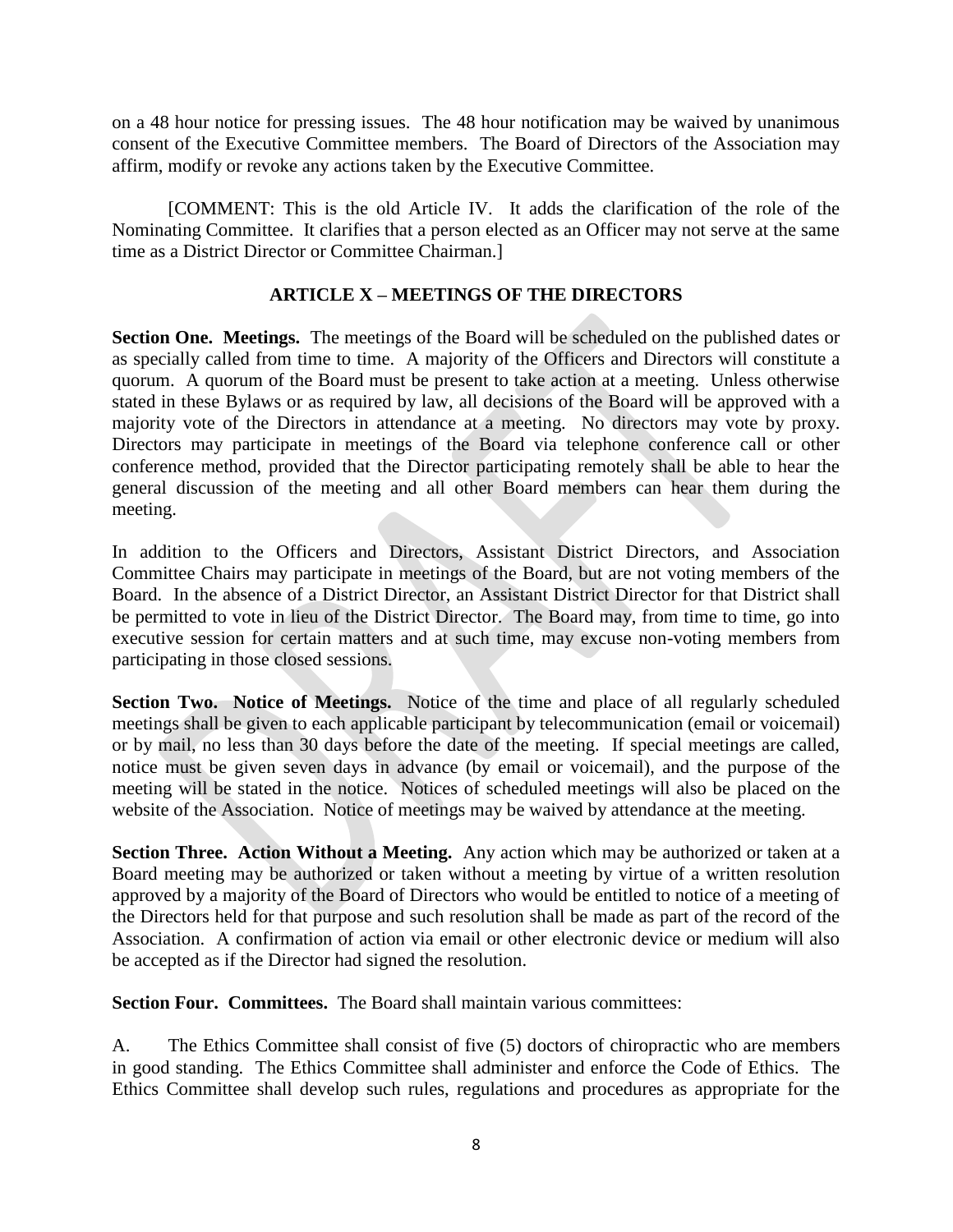on a 48 hour notice for pressing issues. The 48 hour notification may be waived by unanimous consent of the Executive Committee members. The Board of Directors of the Association may affirm, modify or revoke any actions taken by the Executive Committee.

[COMMENT: This is the old Article IV. It adds the clarification of the role of the Nominating Committee. It clarifies that a person elected as an Officer may not serve at the same time as a District Director or Committee Chairman.]

## ARTICLE X – MEETINGS OF THE DIRECTORS

**Section One. Meetings.** The meetings of the Board will be scheduled on the published dates or as specially called from time to time. A majority of the Officers and Directors will constitute a quorum. A quorum of the Board must be present to take action at a meeting. Unless otherwise stated in these Bylaws or as required by law, all decisions of the Board will be approved with a majority vote of the Directors in attendance at a meeting. No directors may vote by proxy. Directors may participate in meetings of the Board via telephone conference call or other conference method, provided that the Director participating remotely shall be able to hear the general discussion of the meeting and all other Board members can hear them during the meeting.

In addition to the Officers and Directors, Assistant District Directors, and Association Committee Chairs may participate in meetings of the Board, but are not voting members of the Board. In the absence of a District Director, an Assistant District Director for that District shall be permitted to vote in lieu of the District Director. The Board may, from time to time, go into executive session for certain matters and at such time, may excuse non-voting members from participating in those closed sessions.

**Section Two. Notice of Meetings.** Notice of the time and place of all regularly scheduled meetings shall be given to each applicable participant by telecommunication (email or voicemail) or by mail, no less than 30 days before the date of the meeting. If special meetings are called, notice must be given seven days in advance (by email or voicemail), and the purpose of the meeting will be stated in the notice. Notices of scheduled meetings will also be placed on the website of the Association. Notice of meetings may be waived by attendance at the meeting.

**Section Three. Action Without a Meeting.** Any action which may be authorized or taken at a Board meeting may be authorized or taken without a meeting by virtue of a written resolution approved by a majority of the Board of Directors who would be entitled to notice of a meeting of the Directors held for that purpose and such resolution shall be made as part of the record of the Association. A confirmation of action via email or other electronic device or medium will also be accepted as if the Director had signed the resolution.

**Section Four. Committees.** The Board shall maintain various committees:

A. The Ethics Committee shall consist of five (5) doctors of chiropractic who are members in good standing. The Ethics Committee shall administer and enforce the Code of Ethics. The Ethics Committee shall develop such rules, regulations and procedures as appropriate for the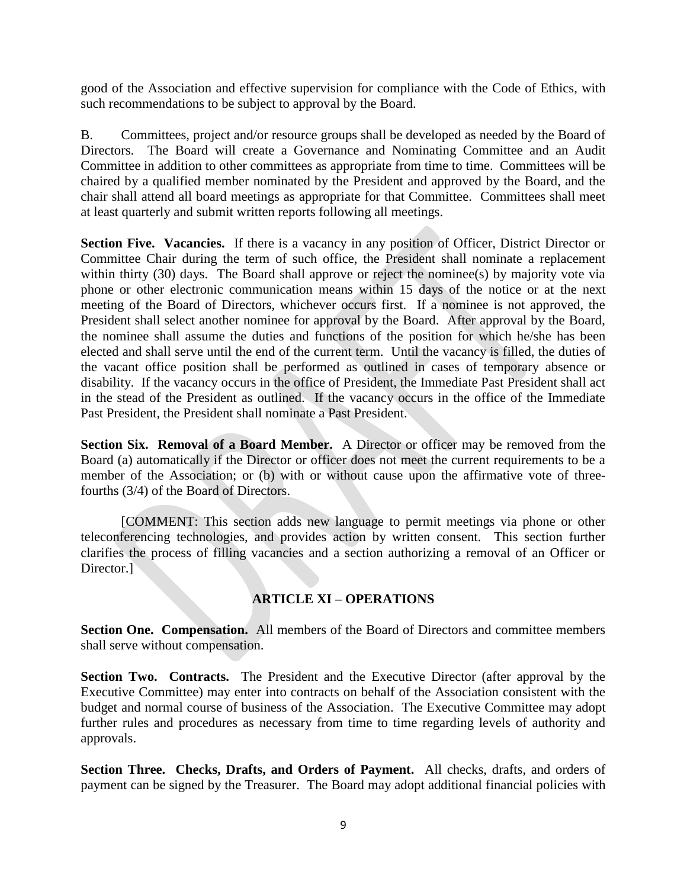good of the Association and effective supervision for compliance with the Code of Ethics, with such recommendations to be subject to approval by the Board.

B. Committees, project and/or resource groups shall be developed as needed by the Board of Directors. The Board will create a Governance and Nominating Committee and an Audit Committee in addition to other committees as appropriate from time to time. Committees will be chaired by a qualified member nominated by the President and approved by the Board, and the chair shall attend all board meetings as appropriate for that Committee. Committees shall meet at least quarterly and submit written reports following all meetings.

**Section Five. Vacancies.** If there is a vacancy in any position of Officer, District Director or Committee Chair during the term of such office, the President shall nominate a replacement within thirty (30) days. The Board shall approve or reject the nominee(s) by majority vote via phone or other electronic communication means within 15 days of the notice or at the next meeting of the Board of Directors, whichever occurs first. If a nominee is not approved, the President shall select another nominee for approval by the Board. After approval by the Board, the nominee shall assume the duties and functions of the position for which he/she has been elected and shall serve until the end of the current term. Until the vacancy is filled, the duties of the vacant office position shall be performed as outlined in cases of temporary absence or disability. If the vacancy occurs in the office of President, the Immediate Past President shall act in the stead of the President as outlined. If the vacancy occurs in the office of the Immediate Past President, the President shall nominate a Past President.

**Section Six. Removal of a Board Member.** A Director or officer may be removed from the Board (a) automatically if the Director or officer does not meet the current requirements to be a member of the Association; or (b) with or without cause upon the affirmative vote of three-fourths (3/4) of the Board of Directors.

[COMMENT: This section adds new language to permit meetings via phone or other teleconferencing technologies, and provides action by written consent. This section further clarifies the process of filling vacancies and a section authorizing a removal of an Officer or Director.]

## ARTICLE XI – OPERATIONS

**Section One. Compensation.** All members of the Board of Directors and committee members shall serve without compensation.

**Section Two. Contracts.** The President and the Executive Director (after approval by the Executive Committee) may enter into contracts on behalf of the Association consistent with the budget and normal course of business of the Association. The Executive Committee may adopt further rules and procedures as necessary from time to time regarding levels of authority and approvals.

**Section Three. Checks, Drafts, and Orders of Payment.** All checks, drafts, and orders of payment can be signed by the Treasurer. The Board may adopt additional financial policies with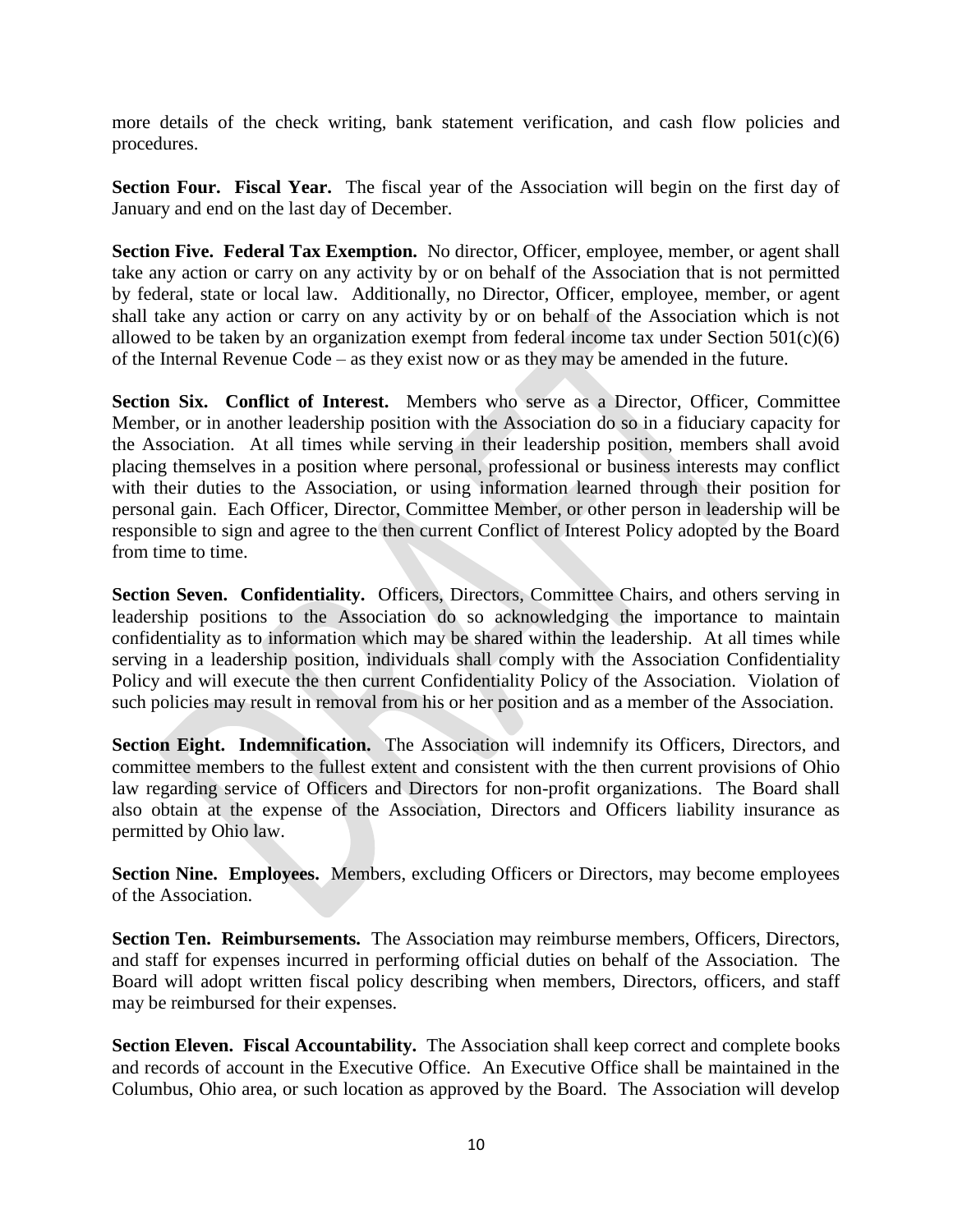more details of the check writing, bank statement verification, and cash flow policies and procedures.

**Section Four. Fiscal Year.** The fiscal year of the Association will begin on the first day of January and end on the last day of December.

**Section Five. Federal Tax Exemption.** No director, Officer, employee, member, or agent shall take any action or carry on any activity by or on behalf of the Association that is not permitted by federal, state or local law. Additionally, no Director, Officer, employee, member, or agent shall take any action or carry on any activity by or on behalf of the Association which is not allowed to be taken by an organization exempt from federal income tax under Section 501(c)(6) of the Internal Revenue Code – as they exist now or as they may be amended in the future.

**Section Six. Conflict of Interest.** Members who serve as a Director, Officer, Committee Member, or in another leadership position with the Association do so in a fiduciary capacity for the Association. At all times while serving in their leadership position, members shall avoid placing themselves in a position where personal, professional or business interests may conflict with their duties to the Association, or using information learned through their position for personal gain. Each Officer, Director, Committee Member, or other person in leadership will be responsible to sign and agree to the then current Conflict of Interest Policy adopted by the Board from time to time.

**Section Seven. Confidentiality.** Officers, Directors, Committee Chairs, and others serving in leadership positions to the Association do so acknowledging the importance to maintain confidentiality as to information which may be shared within the leadership. At all times while serving in a leadership position, individuals shall comply with the Association Confidentiality Policy and will execute the then current Confidentiality Policy of the Association. Violation of such policies may result in removal from his or her position and as a member of the Association.

**Section Eight. Indemnification.** The Association will indemnify its Officers, Directors, and committee members to the fullest extent and consistent with the then current provisions of Ohio law regarding service of Officers and Directors for non-profit organizations. The Board shall also obtain at the expense of the Association, Directors and Officers liability insurance as permitted by Ohio law.

**Section Nine. Employees.** Members, excluding Officers or Directors, may become employees of the Association.

**Section Ten. Reimbursements.** The Association may reimburse members, Officers, Directors, and staff for expenses incurred in performing official duties on behalf of the Association. The Board will adopt written fiscal policy describing when members, Directors, officers, and staff may be reimbursed for their expenses.

**Section Eleven. Fiscal Accountability.** The Association shall keep correct and complete books and records of account in the Executive Office. An Executive Office shall be maintained in the Columbus, Ohio area, or such location as approved by the Board. The Association will develop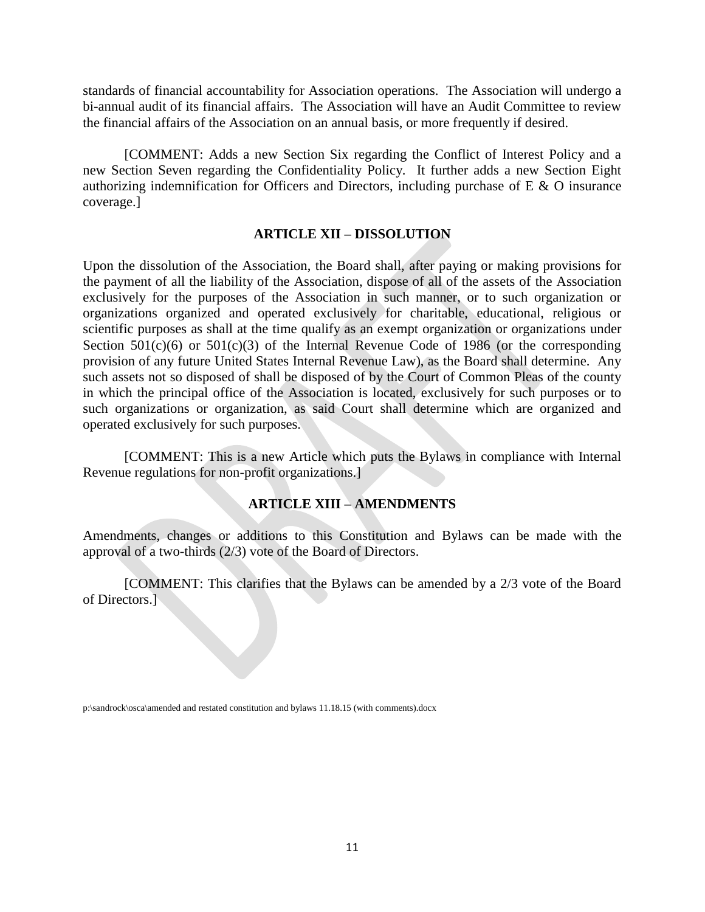standards of financial accountability for Association operations. The Association will undergo a bi-annual audit of its financial affairs. The Association will have an Audit Committee to review the financial affairs of the Association on an annual basis, or more frequently if desired.

[COMMENT: Adds a new Section Six regarding the Conflict of Interest Policy and a new Section Seven regarding the Confidentiality Policy. It further adds a new Section Eight authorizing indemnification for Officers and Directors, including purchase of E & O insurance coverage.]

## ARTICLE XII – DISSOLUTION

Upon the dissolution of the Association, the Board shall, after paying or making provisions for the payment of all the liability of the Association, dispose of all of the assets of the Association exclusively for the purposes of the Association in such manner, or to such organization or organizations organized and operated exclusively for charitable, educational, religious or scientific purposes as shall at the time qualify as an exempt organization or organizations under Section 501(c)(6) or 501(c)(3) of the Internal Revenue Code of 1986 (or the corresponding provision of any future United States Internal Revenue Law), as the Board shall determine. Any such assets not so disposed of shall be disposed of by the Court of Common Pleas of the county in which the principal office of the Association is located, exclusively for such purposes or to such organizations or organization, as said Court shall determine which are organized and operated exclusively for such purposes.

[COMMENT: This is a new Article which puts the Bylaws in compliance with Internal Revenue regulations for non-profit organizations.]

## ARTICLE XIII – AMENDMENTS

Amendments, changes or additions to this Constitution and Bylaws can be made with the approval of a two-thirds (2/3) vote of the Board of Directors.

[COMMENT: This clarifies that the Bylaws can be amended by a 2/3 vote of the Board of Directors.]

p:\sandrock\osca\amended and restated constitution and bylaws 11.18.15 (with comments).docx